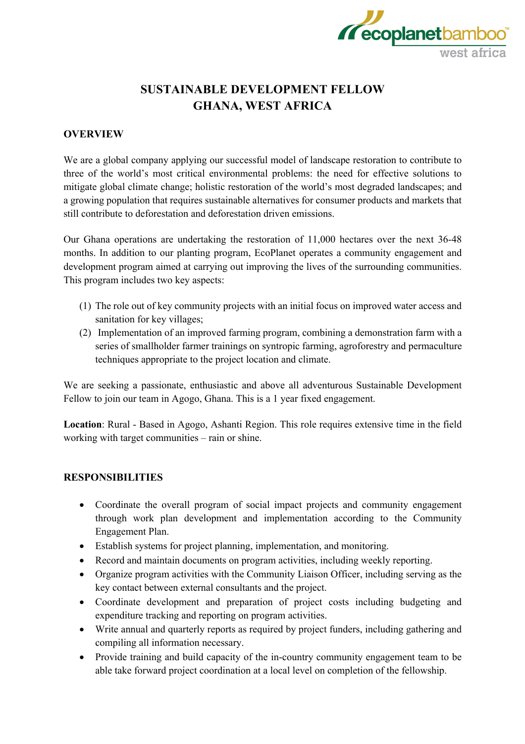# SUSTAINABLE DEVELOPMENT FELLOW
# GHANA, WEST AFRICA

## OVERVIEW

We are a global company applying our successful model of landscape restoration to contribute to three of the world's most critical environmental problems: the need for effective solutions to mitigate global climate change; holistic restoration of the world's most degraded landscapes; and a growing population that requires sustainable alternatives for consumer products and markets that still contribute to deforestation and deforestation driven emissions.

Our Ghana operations are undertaking the restoration of 11,000 hectares over the next 36-48 months. In addition to our planting program, EcoPlanet operates a community engagement and development program aimed at carrying out improving the lives of the surrounding communities. This program includes two key aspects:

(1) The role out of key community projects with an initial focus on improved water access and sanitation for key villages;
(2) Implementation of an improved farming program, combining a demonstration farm with a series of smallholder farmer trainings on syntropic farming, agroforestry and permaculture techniques appropriate to the project location and climate.

We are seeking a passionate, enthusiastic and above all adventurous Sustainable Development Fellow to join our team in Agogo, Ghana. This is a 1 year fixed engagement.

**Location**: Rural - Based in Agogo, Ashanti Region. This role requires extensive time in the field working with target communities – rain or shine.

## RESPONSIBILITIES

- Coordinate the overall program of social impact projects and community engagement through work plan development and implementation according to the Community Engagement Plan.
- Establish systems for project planning, implementation, and monitoring.
- Record and maintain documents on program activities, including weekly reporting.
- Organize program activities with the Community Liaison Officer, including serving as the key contact between external consultants and the project.
- Coordinate development and preparation of project costs including budgeting and expenditure tracking and reporting on program activities.
- Write annual and quarterly reports as required by project funders, including gathering and compiling all information necessary.
- Provide training and build capacity of the in-country community engagement team to be able take forward project coordination at a local level on completion of the fellowship.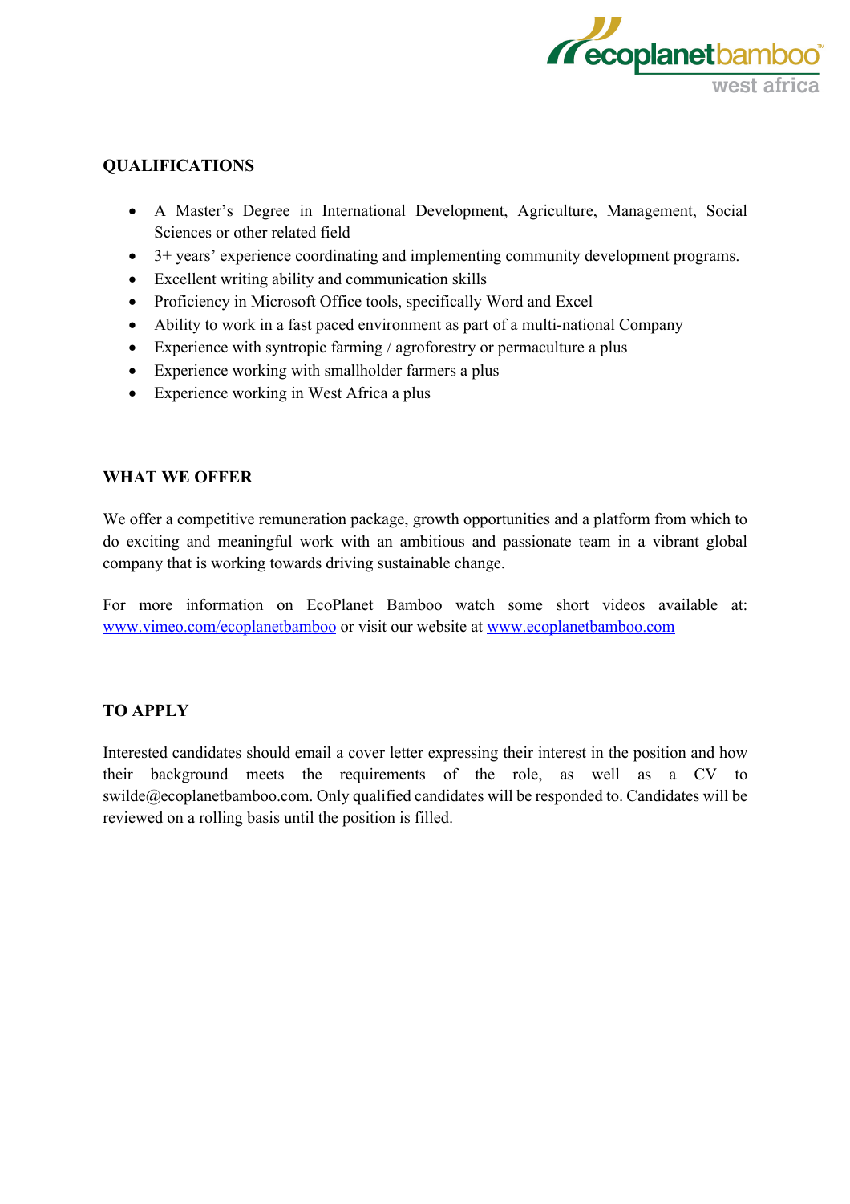## QUALIFICATIONS

- A Master's Degree in International Development, Agriculture, Management, Social Sciences or other related field
- 3+ years' experience coordinating and implementing community development programs.
- Excellent writing ability and communication skills
- Proficiency in Microsoft Office tools, specifically Word and Excel
- Ability to work in a fast paced environment as part of a multi-national Company
- Experience with syntropic farming / agroforestry or permaculture a plus
- Experience working with smallholder farmers a plus
- Experience working in West Africa a plus

## WHAT WE OFFER

We offer a competitive remuneration package, growth opportunities and a platform from which to do exciting and meaningful work with an ambitious and passionate team in a vibrant global company that is working towards driving sustainable change.

For more information on EcoPlanet Bamboo watch some short videos available at: [www.vimeo.com/ecoplanetbamboo](http://www.vimeo.com/ecoplanetbamboo) or visit our website at [www.ecoplanetbamboo.com](http://www.ecoplanetbamboo.com)

## TO APPLY

Interested candidates should email a cover letter expressing their interest in the position and how their background meets the requirements of the role, as well as a CV to swilde@ecoplanetbamboo.com. Only qualified candidates will be responded to. Candidates will be reviewed on a rolling basis until the position is filled.